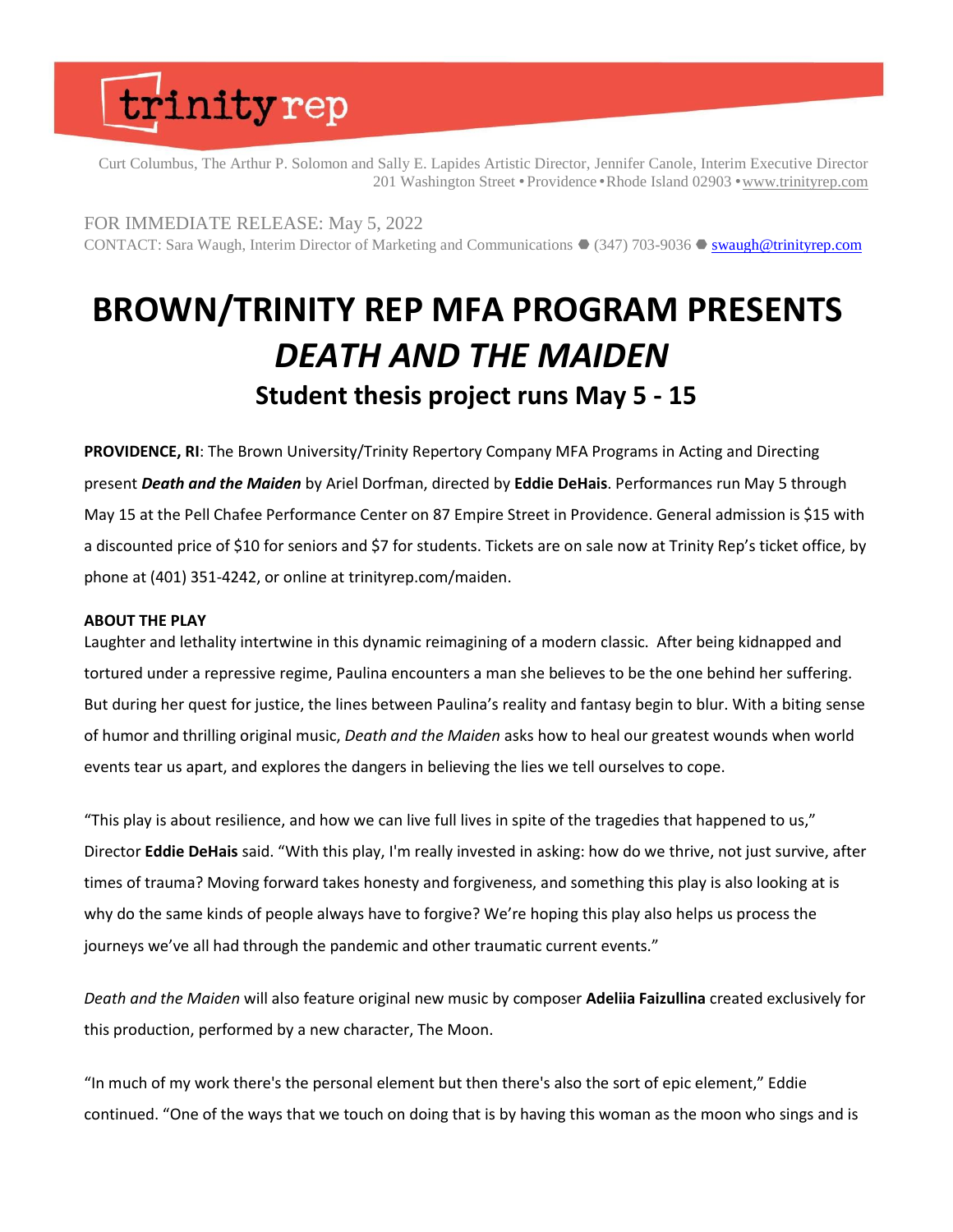trinity rep

Curt Columbus, The Arthur P. Solomon and Sally E. Lapides Artistic Director, Jennifer Canole, Interim Executive Director
201 Washington Street • Providence • Rhode Island 02903 • www.trinityrep.com

FOR IMMEDIATE RELEASE: May 5, 2022
CONTACT: Sara Waugh, Interim Director of Marketing and Communications ● (347) 703-9036 ● swaugh@trinityrep.com

# BROWN/TRINITY REP MFA PROGRAM PRESENTS *DEATH AND THE MAIDEN*

## Student thesis project runs May 5 - 15

**PROVIDENCE, RI**: The Brown University/Trinity Repertory Company MFA Programs in Acting and Directing present ***Death and the Maiden*** by Ariel Dorfman, directed by **Eddie DeHais**. Performances run May 5 through May 15 at the Pell Chafee Performance Center on 87 Empire Street in Providence. General admission is $15 with a discounted price of $10 for seniors and $7 for students. Tickets are on sale now at Trinity Rep's ticket office, by phone at (401) 351-4242, or online at trinityrep.com/maiden.

**ABOUT THE PLAY**

Laughter and lethality intertwine in this dynamic reimagining of a modern classic. After being kidnapped and tortured under a repressive regime, Paulina encounters a man she believes to be the one behind her suffering. But during her quest for justice, the lines between Paulina's reality and fantasy begin to blur. With a biting sense of humor and thrilling original music, *Death and the Maiden* asks how to heal our greatest wounds when world events tear us apart, and explores the dangers in believing the lies we tell ourselves to cope.

"This play is about resilience, and how we can live full lives in spite of the tragedies that happened to us," Director **Eddie DeHais** said. "With this play, I'm really invested in asking: how do we thrive, not just survive, after times of trauma? Moving forward takes honesty and forgiveness, and something this play is also looking at is why do the same kinds of people always have to forgive? We're hoping this play also helps us process the journeys we've all had through the pandemic and other traumatic current events."

*Death and the Maiden* will also feature original new music by composer **Adeliia Faizullina** created exclusively for this production, performed by a new character, The Moon.

"In much of my work there's the personal element but then there's also the sort of epic element," Eddie continued. "One of the ways that we touch on doing that is by having this woman as the moon who sings and is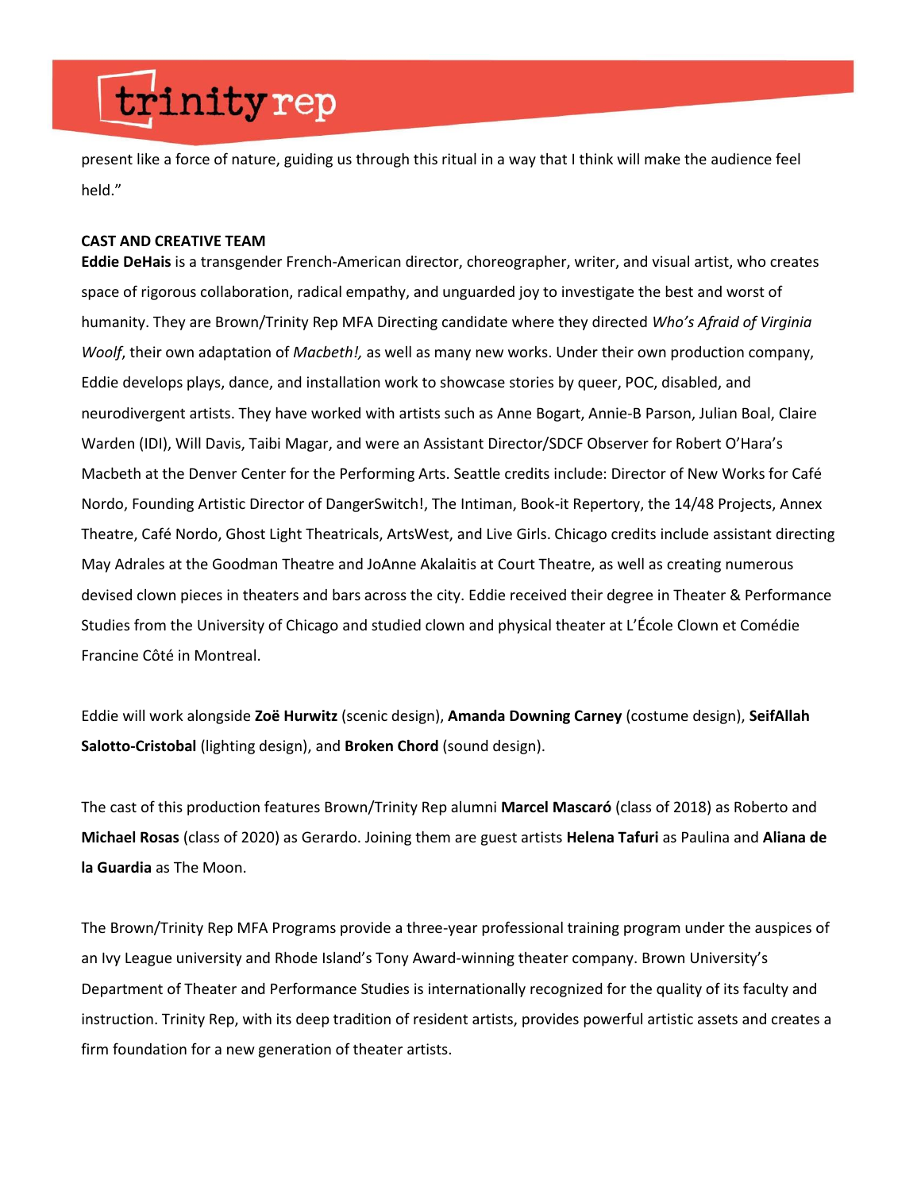present like a force of nature, guiding us through this ritual in a way that I think will make the audience feel held."

**CAST AND CREATIVE TEAM**

**Eddie DeHais** is a transgender French-American director, choreographer, writer, and visual artist, who creates space of rigorous collaboration, radical empathy, and unguarded joy to investigate the best and worst of humanity. They are Brown/Trinity Rep MFA Directing candidate where they directed *Who's Afraid of Virginia Woolf*, their own adaptation of *Macbeth!,* as well as many new works. Under their own production company, Eddie develops plays, dance, and installation work to showcase stories by queer, POC, disabled, and neurodivergent artists. They have worked with artists such as Anne Bogart, Annie-B Parson, Julian Boal, Claire Warden (IDI), Will Davis, Taibi Magar, and were an Assistant Director/SDCF Observer for Robert O'Hara's Macbeth at the Denver Center for the Performing Arts. Seattle credits include: Director of New Works for Café Nordo, Founding Artistic Director of DangerSwitch!, The Intiman, Book-it Repertory, the 14/48 Projects, Annex Theatre, Café Nordo, Ghost Light Theatricals, ArtsWest, and Live Girls. Chicago credits include assistant directing May Adrales at the Goodman Theatre and JoAnne Akalaitis at Court Theatre, as well as creating numerous devised clown pieces in theaters and bars across the city. Eddie received their degree in Theater & Performance Studies from the University of Chicago and studied clown and physical theater at L'École Clown et Comédie Francine Côté in Montreal.

Eddie will work alongside **Zoë Hurwitz** (scenic design), **Amanda Downing Carney** (costume design), **SeifAllah Salotto-Cristobal** (lighting design), and **Broken Chord** (sound design).

The cast of this production features Brown/Trinity Rep alumni **Marcel Mascaró** (class of 2018) as Roberto and **Michael Rosas** (class of 2020) as Gerardo. Joining them are guest artists **Helena Tafuri** as Paulina and **Aliana de la Guardia** as The Moon.

The Brown/Trinity Rep MFA Programs provide a three-year professional training program under the auspices of an Ivy League university and Rhode Island's Tony Award-winning theater company. Brown University's Department of Theater and Performance Studies is internationally recognized for the quality of its faculty and instruction. Trinity Rep, with its deep tradition of resident artists, provides powerful artistic assets and creates a firm foundation for a new generation of theater artists.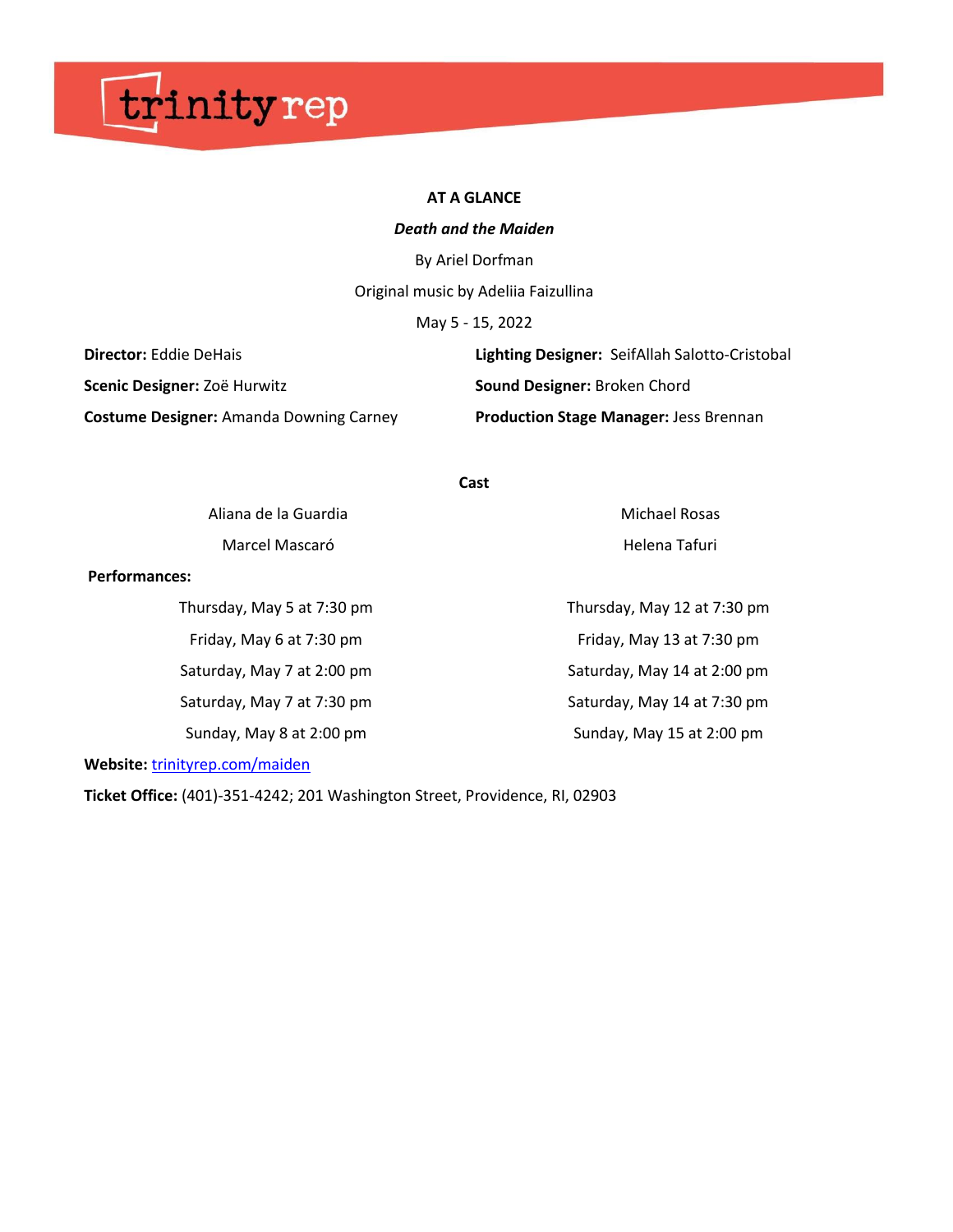trinity rep

**AT A GLANCE**

***Death and the Maiden***

By Ariel Dorfman

Original music by Adeliia Faizullina

May 5 - 15, 2022

**Director:** Eddie DeHais

**Scenic Designer:** Zoë Hurwitz

**Costume Designer:** Amanda Downing Carney

**Lighting Designer:** SeifAllah Salotto-Cristobal

**Sound Designer:** Broken Chord

**Production Stage Manager:** Jess Brennan

**Cast**

Aliana de la Guardia

Marcel Mascaró

Michael Rosas

Helena Tafuri

**Performances:**

Thursday, May 5 at 7:30 pm

Friday, May 6 at 7:30 pm

Saturday, May 7 at 2:00 pm

Saturday, May 7 at 7:30 pm

Sunday, May 8 at 2:00 pm

Thursday, May 12 at 7:30 pm

Friday, May 13 at 7:30 pm

Saturday, May 14 at 2:00 pm

Saturday, May 14 at 7:30 pm

Sunday, May 15 at 2:00 pm

**Website:** trinityrep.com/maiden

**Ticket Office:** (401)-351-4242; 201 Washington Street, Providence, RI, 02903